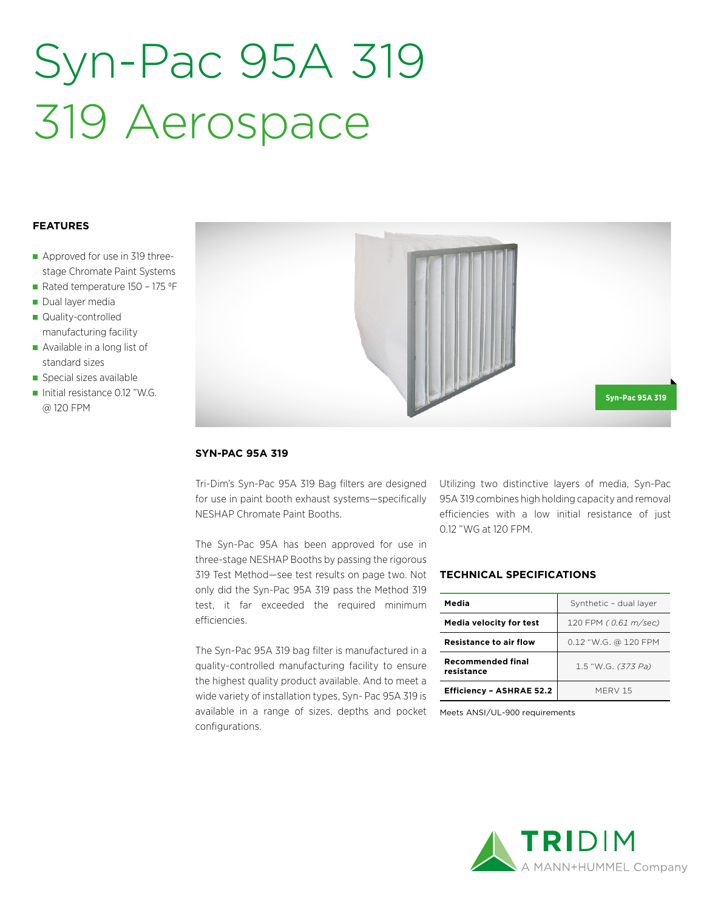# Syn-Pac 95A 319
# 319 Aerospace

### FEATURES

- Approved for use in 319 three-stage Chromate Paint Systems
- Rated temperature 150 – 175 ⁰F
- Dual layer media
- Quality-controlled manufacturing facility
- Available in a long list of standard sizes
- Special sizes available
- Initial resistance 0.12 "W.G. @ 120 FPM

Syn-Pac 95A 319

### SYN-PAC 95A 319

Tri-Dim's Syn-Pac 95A 319 Bag filters are designed for use in paint booth exhaust systems—specifically NESHAP Chromate Paint Booths.

The Syn-Pac 95A has been approved for use in three-stage NESHAP Booths by passing the rigorous 319 Test Method—see test results on page two. Not only did the Syn-Pac 95A 319 pass the Method 319 test, it far exceeded the required minimum efficiencies.

The Syn-Pac 95A 319 bag filter is manufactured in a quality-controlled manufacturing facility to ensure the highest quality product available. And to meet a wide variety of installation types, Syn- Pac 95A 319 is available in a range of sizes, depths and pocket configurations.

Utilizing two distinctive layers of media, Syn-Pac 95A 319 combines high holding capacity and removal efficiencies with a low initial resistance of just 0.12 "WG at 120 FPM.

### TECHNICAL SPECIFICATIONS

| | |
|---|---|
| **Media** | Synthetic – dual layer |
| **Media velocity for test** | 120 FPM *( 0.61 m/sec)* |
| **Resistance to air flow** | 0.12 "W.G. @ 120 FPM |
| **Recommended final resistance** | 1.5 "W.G. *(373 Pa)* |
| **Efficiency – ASHRAE 52.2** | MERV 15 |

Meets ANSI/UL-900 requirements

TRIDIM
A MANN+HUMMEL Company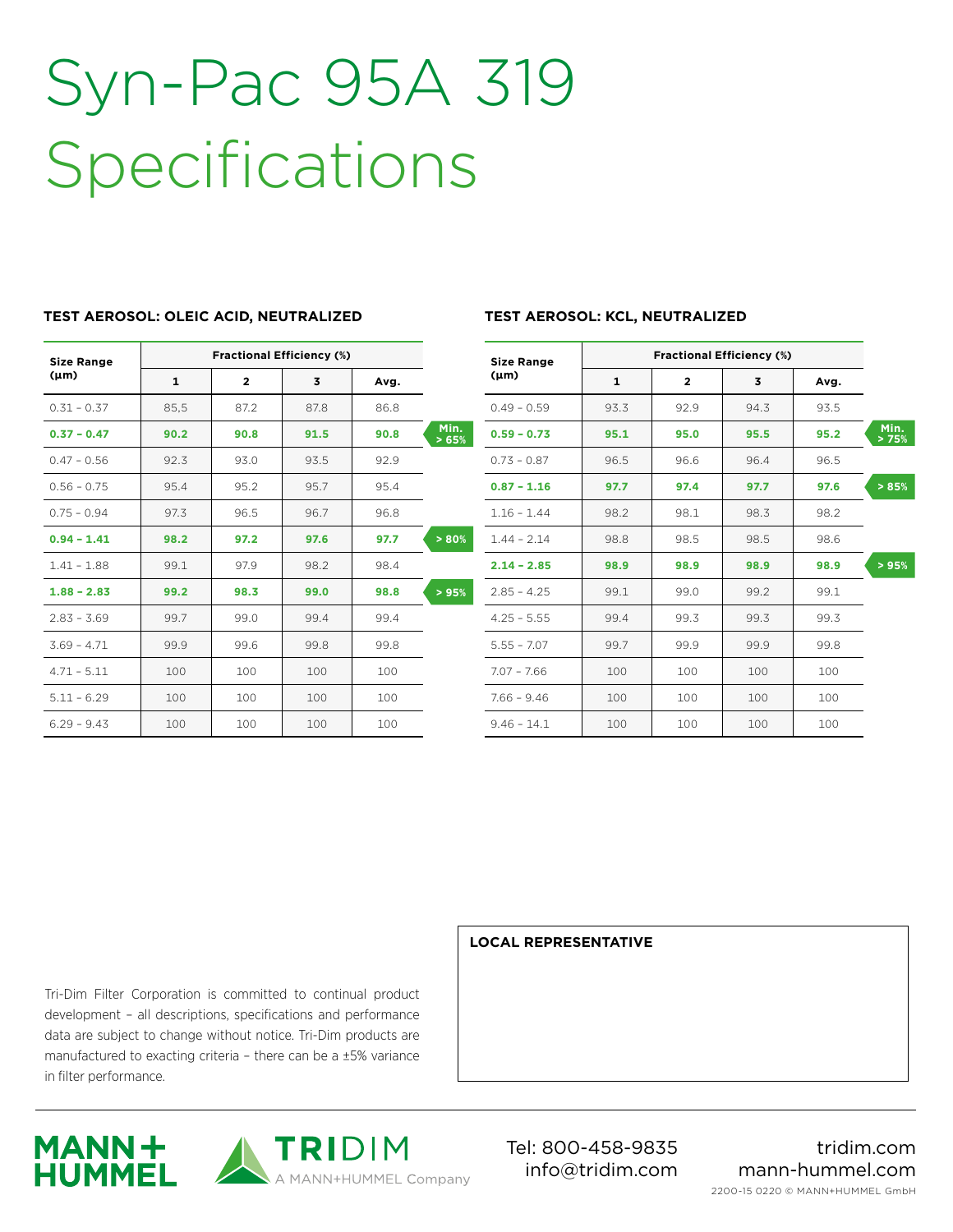# Syn-Pac 95A 319 Specifications

**TEST AEROSOL: OLEIC ACID, NEUTRALIZED**

| Size Range (µm) | Fractional Efficiency (%) | | | | |
|---|---|---|---|---|---|
| | 1 | 2 | 3 | Avg. | |
| 0.31 – 0.37 | 85,5 | 87.2 | 87.8 | 86.8 | |
| **0.37 – 0.47** | **90.2** | **90.8** | **91.5** | **90.8** | **Min. > 65%** |
| 0.47 – 0.56 | 92.3 | 93.0 | 93.5 | 92.9 | |
| 0.56 – 0.75 | 95.4 | 95.2 | 95.7 | 95.4 | |
| 0.75 – 0.94 | 97.3 | 96.5 | 96.7 | 96.8 | |
| **0.94 – 1.41** | **98.2** | **97.2** | **97.6** | **97.7** | **> 80%** |
| 1.41 – 1.88 | 99.1 | 97.9 | 98.2 | 98.4 | |
| **1.88 – 2.83** | **99.2** | **98.3** | **99.0** | **98.8** | **> 95%** |
| 2.83 – 3.69 | 99.7 | 99.0 | 99.4 | 99.4 | |
| 3.69 – 4.71 | 99.9 | 99.6 | 99.8 | 99.8 | |
| 4.71 – 5.11 | 100 | 100 | 100 | 100 | |
| 5.11 – 6.29 | 100 | 100 | 100 | 100 | |
| 6.29 – 9.43 | 100 | 100 | 100 | 100 | |

**TEST AEROSOL: KCL, NEUTRALIZED**

| Size Range (µm) | Fractional Efficiency (%) | | | | |
|---|---|---|---|---|---|
| | 1 | 2 | 3 | Avg. | |
| 0.49 – 0.59 | 93.3 | 92.9 | 94.3 | 93.5 | |
| **0.59 – 0.73** | **95.1** | **95.0** | **95.5** | **95.2** | **Min. > 75%** |
| 0.73 – 0.87 | 96.5 | 96.6 | 96.4 | 96.5 | |
| **0.87 – 1.16** | **97.7** | **97.4** | **97.7** | **97.6** | **> 85%** |
| 1.16 – 1.44 | 98.2 | 98.1 | 98.3 | 98.2 | |
| 1.44 – 2.14 | 98.8 | 98.5 | 98.5 | 98.6 | |
| **2.14 – 2.85** | **98.9** | **98.9** | **98.9** | **98.9** | **> 95%** |
| 2.85 – 4.25 | 99.1 | 99.0 | 99.2 | 99.1 | |
| 4.25 – 5.55 | 99.4 | 99.3 | 99.3 | 99.3 | |
| 5.55 – 7.07 | 99.7 | 99.9 | 99.9 | 99.8 | |
| 7.07 – 7.66 | 100 | 100 | 100 | 100 | |
| 7.66 – 9.46 | 100 | 100 | 100 | 100 | |
| 9.46 – 14.1 | 100 | 100 | 100 | 100 | |

Tri-Dim Filter Corporation is committed to continual product development – all descriptions, specifications and performance data are subject to change without notice. Tri-Dim products are manufactured to exacting criteria – there can be a ±5% variance in filter performance.

**LOCAL REPRESENTATIVE**

MANN+HUMMEL

TRIDIM
A MANN+HUMMEL Company

Tel: 800-458-9835
info@tridim.com

tridim.com
mann-hummel.com

2200-15 0220 © MANN+HUMMEL GmbH